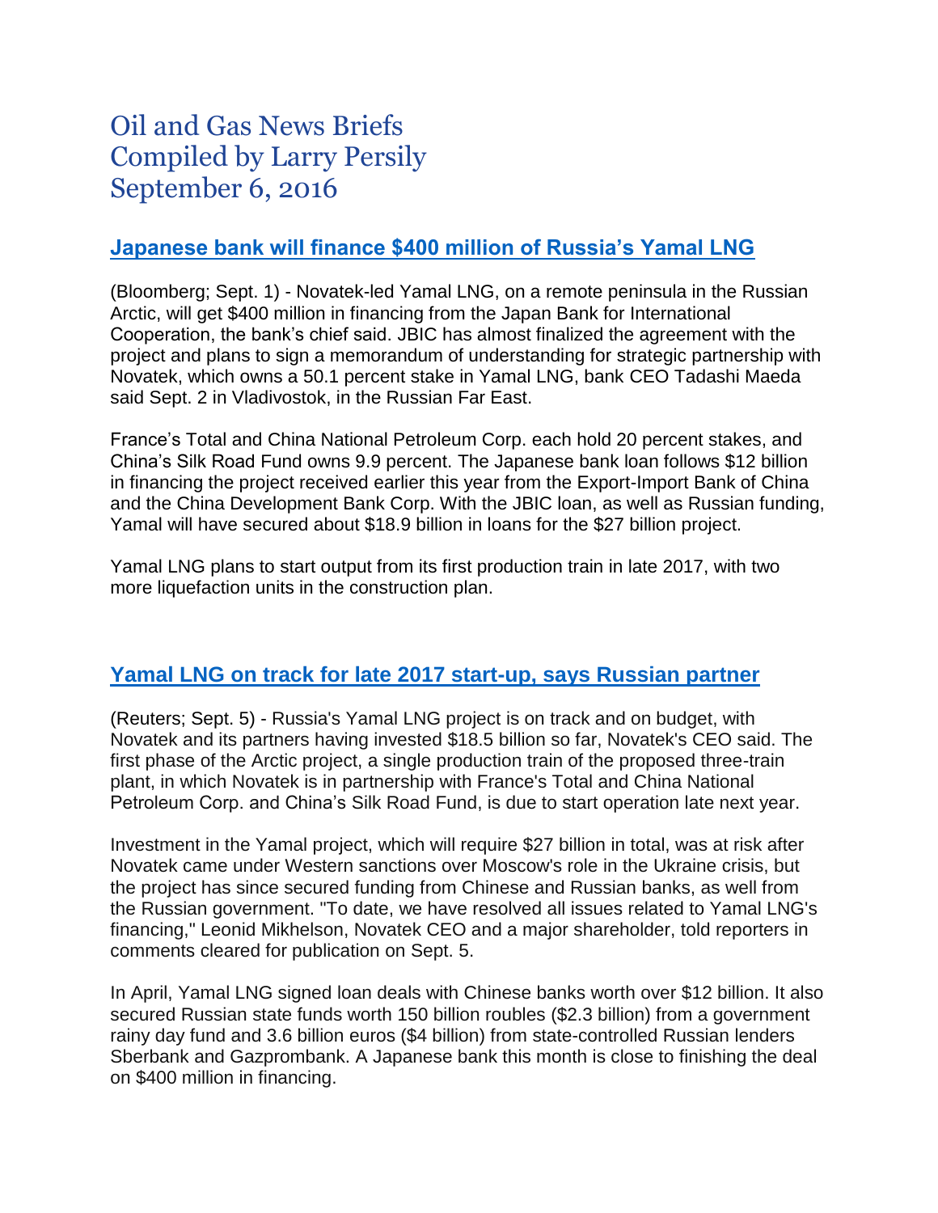# Oil and Gas News Briefs
# Compiled by Larry Persily
# September 6, 2016

## Japanese bank will finance $400 million of Russia's Yamal LNG

(Bloomberg; Sept. 1) - Novatek-led Yamal LNG, on a remote peninsula in the Russian Arctic, will get $400 million in financing from the Japan Bank for International Cooperation, the bank's chief said. JBIC has almost finalized the agreement with the project and plans to sign a memorandum of understanding for strategic partnership with Novatek, which owns a 50.1 percent stake in Yamal LNG, bank CEO Tadashi Maeda said Sept. 2 in Vladivostok, in the Russian Far East.

France's Total and China National Petroleum Corp. each hold 20 percent stakes, and China's Silk Road Fund owns 9.9 percent. The Japanese bank loan follows $12 billion in financing the project received earlier this year from the Export-Import Bank of China and the China Development Bank Corp. With the JBIC loan, as well as Russian funding, Yamal will have secured about $18.9 billion in loans for the $27 billion project.

Yamal LNG plans to start output from its first production train in late 2017, with two more liquefaction units in the construction plan.

## Yamal LNG on track for late 2017 start-up, says Russian partner

(Reuters; Sept. 5) - Russia's Yamal LNG project is on track and on budget, with Novatek and its partners having invested $18.5 billion so far, Novatek's CEO said. The first phase of the Arctic project, a single production train of the proposed three-train plant, in which Novatek is in partnership with France's Total and China National Petroleum Corp. and China's Silk Road Fund, is due to start operation late next year.

Investment in the Yamal project, which will require $27 billion in total, was at risk after Novatek came under Western sanctions over Moscow's role in the Ukraine crisis, but the project has since secured funding from Chinese and Russian banks, as well from the Russian government. "To date, we have resolved all issues related to Yamal LNG's financing," Leonid Mikhelson, Novatek CEO and a major shareholder, told reporters in comments cleared for publication on Sept. 5.

In April, Yamal LNG signed loan deals with Chinese banks worth over $12 billion. It also secured Russian state funds worth 150 billion roubles ($2.3 billion) from a government rainy day fund and 3.6 billion euros ($4 billion) from state-controlled Russian lenders Sberbank and Gazprombank. A Japanese bank this month is close to finishing the deal on $400 million in financing.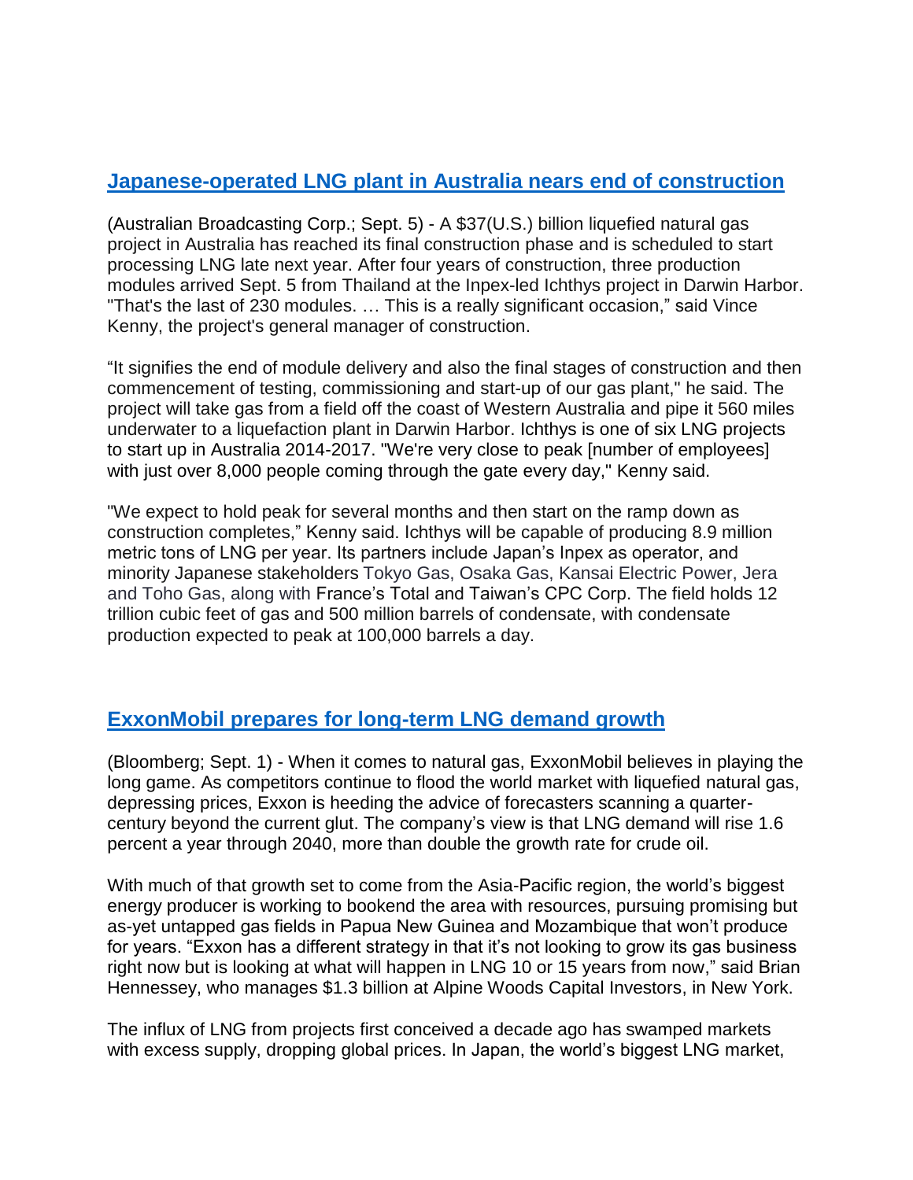## Japanese-operated LNG plant in Australia nears end of construction

(Australian Broadcasting Corp.; Sept. 5) - A $37(U.S.) billion liquefied natural gas project in Australia has reached its final construction phase and is scheduled to start processing LNG late next year. After four years of construction, three production modules arrived Sept. 5 from Thailand at the Inpex-led Ichthys project in Darwin Harbor. "That's the last of 230 modules. … This is a really significant occasion," said Vince Kenny, the project's general manager of construction.

"It signifies the end of module delivery and also the final stages of construction and then commencement of testing, commissioning and start-up of our gas plant," he said. The project will take gas from a field off the coast of Western Australia and pipe it 560 miles underwater to a liquefaction plant in Darwin Harbor. Ichthys is one of six LNG projects to start up in Australia 2014-2017. "We're very close to peak [number of employees] with just over 8,000 people coming through the gate every day," Kenny said.

"We expect to hold peak for several months and then start on the ramp down as construction completes," Kenny said. Ichthys will be capable of producing 8.9 million metric tons of LNG per year. Its partners include Japan's Inpex as operator, and minority Japanese stakeholders Tokyo Gas, Osaka Gas, Kansai Electric Power, Jera and Toho Gas, along with France's Total and Taiwan's CPC Corp. The field holds 12 trillion cubic feet of gas and 500 million barrels of condensate, with condensate production expected to peak at 100,000 barrels a day.

## ExxonMobil prepares for long-term LNG demand growth

(Bloomberg; Sept. 1) - When it comes to natural gas, ExxonMobil believes in playing the long game. As competitors continue to flood the world market with liquefied natural gas, depressing prices, Exxon is heeding the advice of forecasters scanning a quarter-century beyond the current glut. The company's view is that LNG demand will rise 1.6 percent a year through 2040, more than double the growth rate for crude oil.

With much of that growth set to come from the Asia-Pacific region, the world's biggest energy producer is working to bookend the area with resources, pursuing promising but as-yet untapped gas fields in Papua New Guinea and Mozambique that won't produce for years. "Exxon has a different strategy in that it's not looking to grow its gas business right now but is looking at what will happen in LNG 10 or 15 years from now," said Brian Hennessey, who manages $1.3 billion at Alpine Woods Capital Investors, in New York.

The influx of LNG from projects first conceived a decade ago has swamped markets with excess supply, dropping global prices. In Japan, the world's biggest LNG market,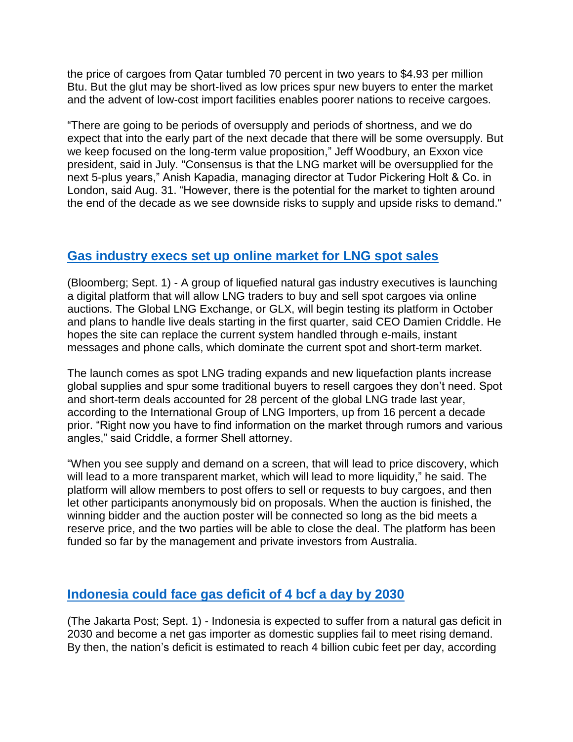the price of cargoes from Qatar tumbled 70 percent in two years to $4.93 per million Btu. But the glut may be short-lived as low prices spur new buyers to enter the market and the advent of low-cost import facilities enables poorer nations to receive cargoes.

"There are going to be periods of oversupply and periods of shortness, and we do expect that into the early part of the next decade that there will be some oversupply. But we keep focused on the long-term value proposition," Jeff Woodbury, an Exxon vice president, said in July. "Consensus is that the LNG market will be oversupplied for the next 5-plus years," Anish Kapadia, managing director at Tudor Pickering Holt & Co. in London, said Aug. 31. "However, there is the potential for the market to tighten around the end of the decade as we see downside risks to supply and upside risks to demand."

## Gas industry execs set up online market for LNG spot sales

(Bloomberg; Sept. 1) - A group of liquefied natural gas industry executives is launching a digital platform that will allow LNG traders to buy and sell spot cargoes via online auctions. The Global LNG Exchange, or GLX, will begin testing its platform in October and plans to handle live deals starting in the first quarter, said CEO Damien Criddle. He hopes the site can replace the current system handled through e-mails, instant messages and phone calls, which dominate the current spot and short-term market.

The launch comes as spot LNG trading expands and new liquefaction plants increase global supplies and spur some traditional buyers to resell cargoes they don't need. Spot and short-term deals accounted for 28 percent of the global LNG trade last year, according to the International Group of LNG Importers, up from 16 percent a decade prior. "Right now you have to find information on the market through rumors and various angles," said Criddle, a former Shell attorney.

"When you see supply and demand on a screen, that will lead to price discovery, which will lead to a more transparent market, which will lead to more liquidity," he said. The platform will allow members to post offers to sell or requests to buy cargoes, and then let other participants anonymously bid on proposals. When the auction is finished, the winning bidder and the auction poster will be connected so long as the bid meets a reserve price, and the two parties will be able to close the deal. The platform has been funded so far by the management and private investors from Australia.

## Indonesia could face gas deficit of 4 bcf a day by 2030

(The Jakarta Post; Sept. 1) - Indonesia is expected to suffer from a natural gas deficit in 2030 and become a net gas importer as domestic supplies fail to meet rising demand. By then, the nation's deficit is estimated to reach 4 billion cubic feet per day, according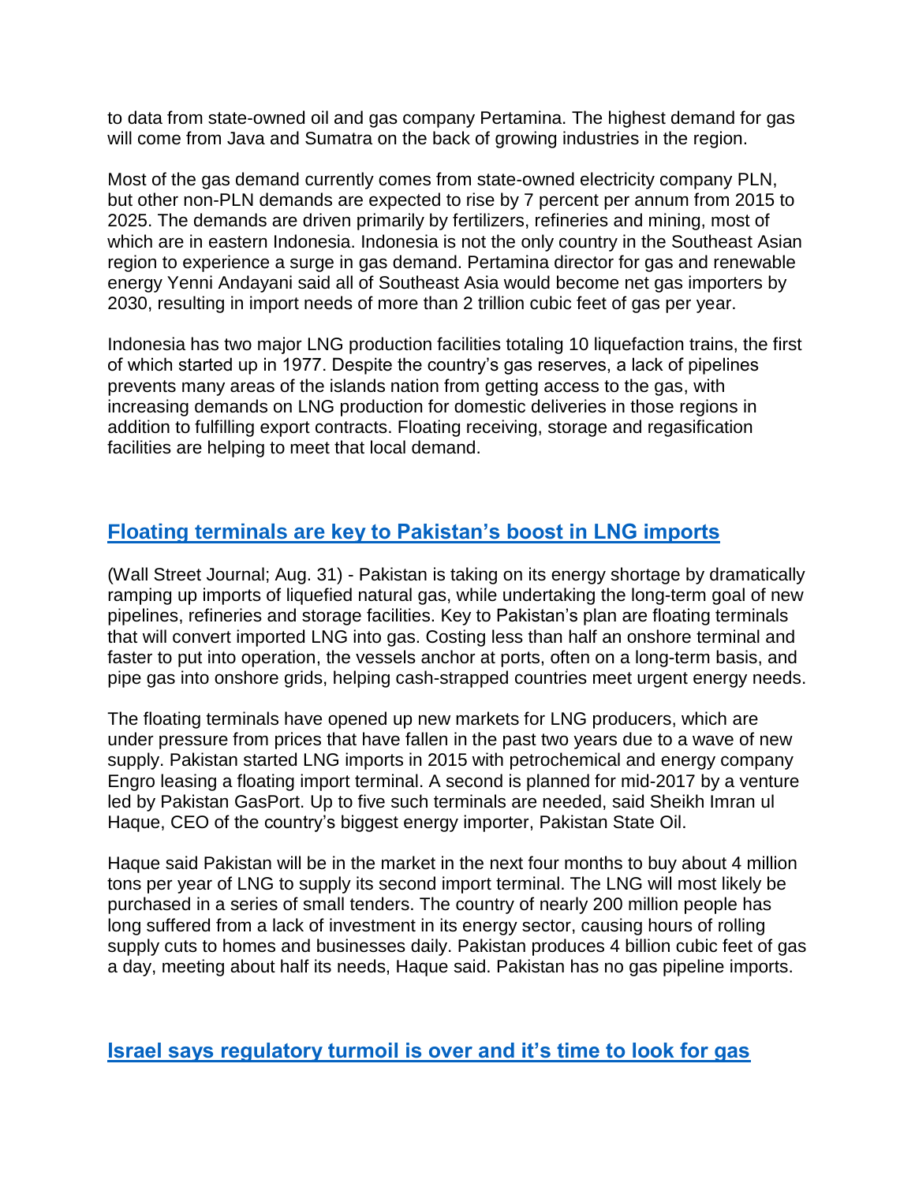to data from state-owned oil and gas company Pertamina. The highest demand for gas will come from Java and Sumatra on the back of growing industries in the region.

Most of the gas demand currently comes from state-owned electricity company PLN, but other non-PLN demands are expected to rise by 7 percent per annum from 2015 to 2025. The demands are driven primarily by fertilizers, refineries and mining, most of which are in eastern Indonesia. Indonesia is not the only country in the Southeast Asian region to experience a surge in gas demand. Pertamina director for gas and renewable energy Yenni Andayani said all of Southeast Asia would become net gas importers by 2030, resulting in import needs of more than 2 trillion cubic feet of gas per year.

Indonesia has two major LNG production facilities totaling 10 liquefaction trains, the first of which started up in 1977. Despite the country's gas reserves, a lack of pipelines prevents many areas of the islands nation from getting access to the gas, with increasing demands on LNG production for domestic deliveries in those regions in addition to fulfilling export contracts. Floating receiving, storage and regasification facilities are helping to meet that local demand.

## Floating terminals are key to Pakistan's boost in LNG imports

(Wall Street Journal; Aug. 31) - Pakistan is taking on its energy shortage by dramatically ramping up imports of liquefied natural gas, while undertaking the long-term goal of new pipelines, refineries and storage facilities. Key to Pakistan's plan are floating terminals that will convert imported LNG into gas. Costing less than half an onshore terminal and faster to put into operation, the vessels anchor at ports, often on a long-term basis, and pipe gas into onshore grids, helping cash-strapped countries meet urgent energy needs.

The floating terminals have opened up new markets for LNG producers, which are under pressure from prices that have fallen in the past two years due to a wave of new supply. Pakistan started LNG imports in 2015 with petrochemical and energy company Engro leasing a floating import terminal. A second is planned for mid-2017 by a venture led by Pakistan GasPort. Up to five such terminals are needed, said Sheikh Imran ul Haque, CEO of the country's biggest energy importer, Pakistan State Oil.

Haque said Pakistan will be in the market in the next four months to buy about 4 million tons per year of LNG to supply its second import terminal. The LNG will most likely be purchased in a series of small tenders. The country of nearly 200 million people has long suffered from a lack of investment in its energy sector, causing hours of rolling supply cuts to homes and businesses daily. Pakistan produces 4 billion cubic feet of gas a day, meeting about half its needs, Haque said. Pakistan has no gas pipeline imports.

## Israel says regulatory turmoil is over and it's time to look for gas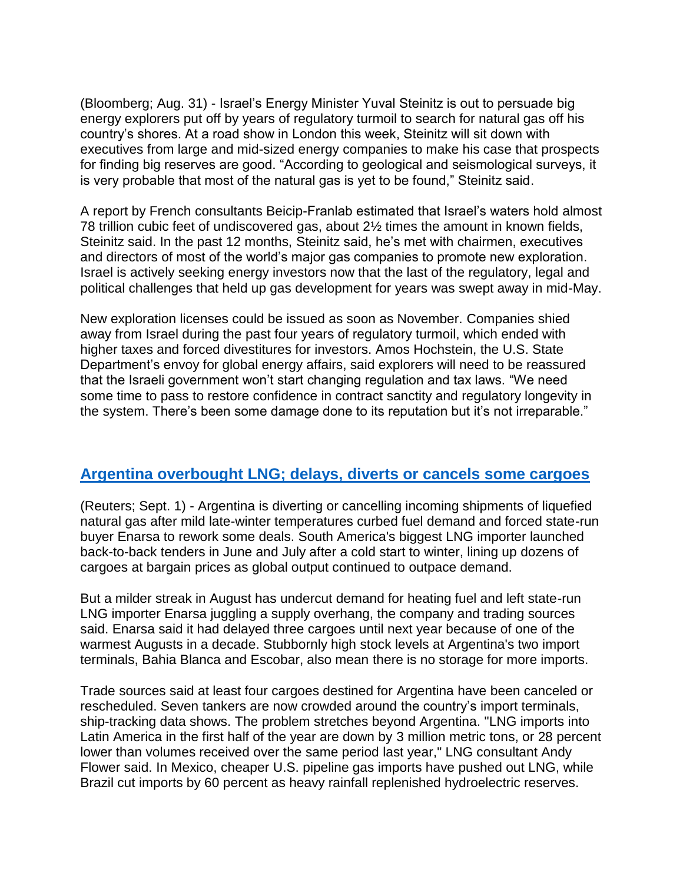(Bloomberg; Aug. 31) - Israel's Energy Minister Yuval Steinitz is out to persuade big energy explorers put off by years of regulatory turmoil to search for natural gas off his country's shores. At a road show in London this week, Steinitz will sit down with executives from large and mid-sized energy companies to make his case that prospects for finding big reserves are good. "According to geological and seismological surveys, it is very probable that most of the natural gas is yet to be found," Steinitz said.

A report by French consultants Beicip-Franlab estimated that Israel's waters hold almost 78 trillion cubic feet of undiscovered gas, about 2½ times the amount in known fields, Steinitz said. In the past 12 months, Steinitz said, he's met with chairmen, executives and directors of most of the world's major gas companies to promote new exploration. Israel is actively seeking energy investors now that the last of the regulatory, legal and political challenges that held up gas development for years was swept away in mid-May.

New exploration licenses could be issued as soon as November. Companies shied away from Israel during the past four years of regulatory turmoil, which ended with higher taxes and forced divestitures for investors. Amos Hochstein, the U.S. State Department's envoy for global energy affairs, said explorers will need to be reassured that the Israeli government won't start changing regulation and tax laws. "We need some time to pass to restore confidence in contract sanctity and regulatory longevity in the system. There's been some damage done to its reputation but it's not irreparable."

## Argentina overbought LNG; delays, diverts or cancels some cargoes

(Reuters; Sept. 1) - Argentina is diverting or cancelling incoming shipments of liquefied natural gas after mild late-winter temperatures curbed fuel demand and forced state-run buyer Enarsa to rework some deals. South America's biggest LNG importer launched back-to-back tenders in June and July after a cold start to winter, lining up dozens of cargoes at bargain prices as global output continued to outpace demand.

But a milder streak in August has undercut demand for heating fuel and left state-run LNG importer Enarsa juggling a supply overhang, the company and trading sources said. Enarsa said it had delayed three cargoes until next year because of one of the warmest Augusts in a decade. Stubbornly high stock levels at Argentina's two import terminals, Bahia Blanca and Escobar, also mean there is no storage for more imports.

Trade sources said at least four cargoes destined for Argentina have been canceled or rescheduled. Seven tankers are now crowded around the country's import terminals, ship-tracking data shows. The problem stretches beyond Argentina. "LNG imports into Latin America in the first half of the year are down by 3 million metric tons, or 28 percent lower than volumes received over the same period last year," LNG consultant Andy Flower said. In Mexico, cheaper U.S. pipeline gas imports have pushed out LNG, while Brazil cut imports by 60 percent as heavy rainfall replenished hydroelectric reserves.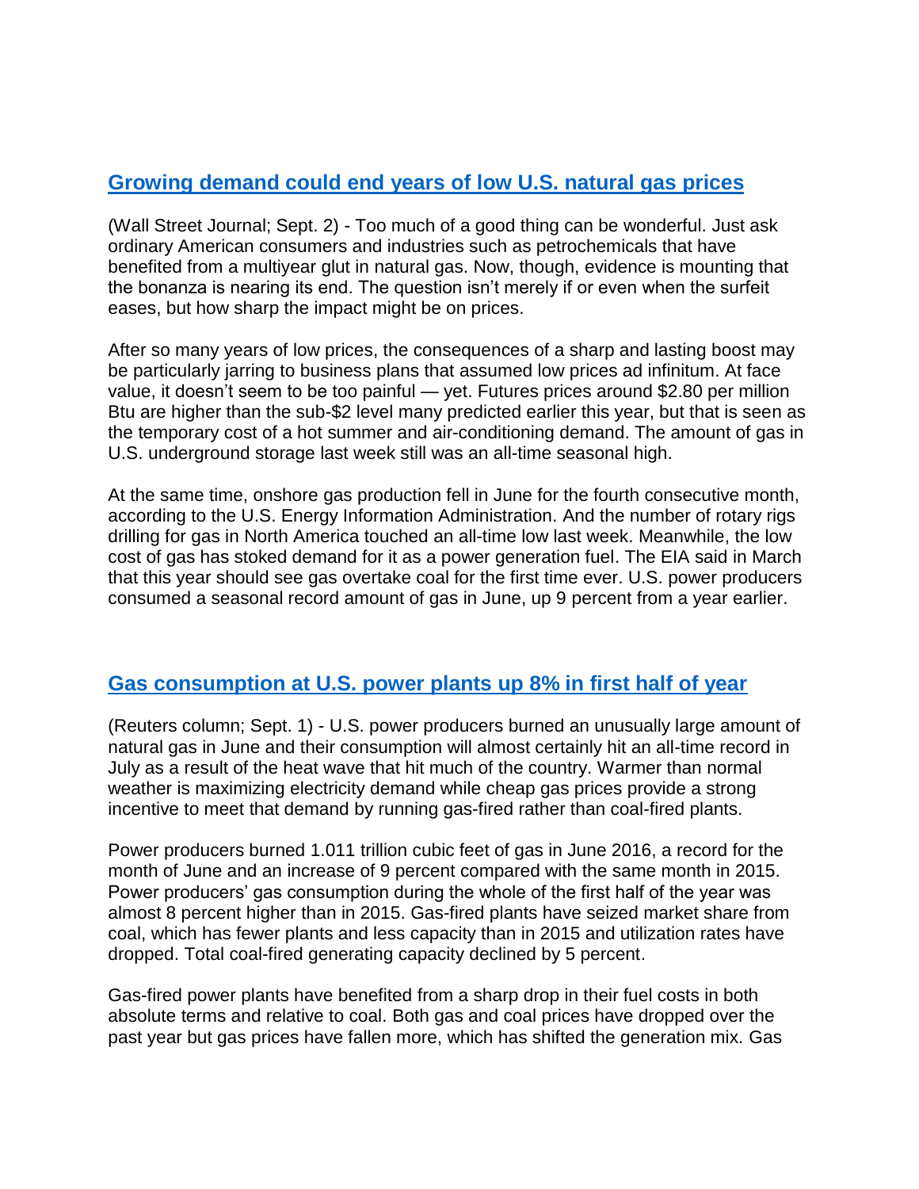## Growing demand could end years of low U.S. natural gas prices

(Wall Street Journal; Sept. 2) - Too much of a good thing can be wonderful. Just ask ordinary American consumers and industries such as petrochemicals that have benefited from a multiyear glut in natural gas. Now, though, evidence is mounting that the bonanza is nearing its end. The question isn't merely if or even when the surfeit eases, but how sharp the impact might be on prices.

After so many years of low prices, the consequences of a sharp and lasting boost may be particularly jarring to business plans that assumed low prices ad infinitum. At face value, it doesn't seem to be too painful — yet. Futures prices around $2.80 per million Btu are higher than the sub-$2 level many predicted earlier this year, but that is seen as the temporary cost of a hot summer and air-conditioning demand. The amount of gas in U.S. underground storage last week still was an all-time seasonal high.

At the same time, onshore gas production fell in June for the fourth consecutive month, according to the U.S. Energy Information Administration. And the number of rotary rigs drilling for gas in North America touched an all-time low last week. Meanwhile, the low cost of gas has stoked demand for it as a power generation fuel. The EIA said in March that this year should see gas overtake coal for the first time ever. U.S. power producers consumed a seasonal record amount of gas in June, up 9 percent from a year earlier.

## Gas consumption at U.S. power plants up 8% in first half of year

(Reuters column; Sept. 1) - U.S. power producers burned an unusually large amount of natural gas in June and their consumption will almost certainly hit an all-time record in July as a result of the heat wave that hit much of the country. Warmer than normal weather is maximizing electricity demand while cheap gas prices provide a strong incentive to meet that demand by running gas-fired rather than coal-fired plants.

Power producers burned 1.011 trillion cubic feet of gas in June 2016, a record for the month of June and an increase of 9 percent compared with the same month in 2015. Power producers' gas consumption during the whole of the first half of the year was almost 8 percent higher than in 2015. Gas-fired plants have seized market share from coal, which has fewer plants and less capacity than in 2015 and utilization rates have dropped. Total coal-fired generating capacity declined by 5 percent.

Gas-fired power plants have benefited from a sharp drop in their fuel costs in both absolute terms and relative to coal. Both gas and coal prices have dropped over the past year but gas prices have fallen more, which has shifted the generation mix. Gas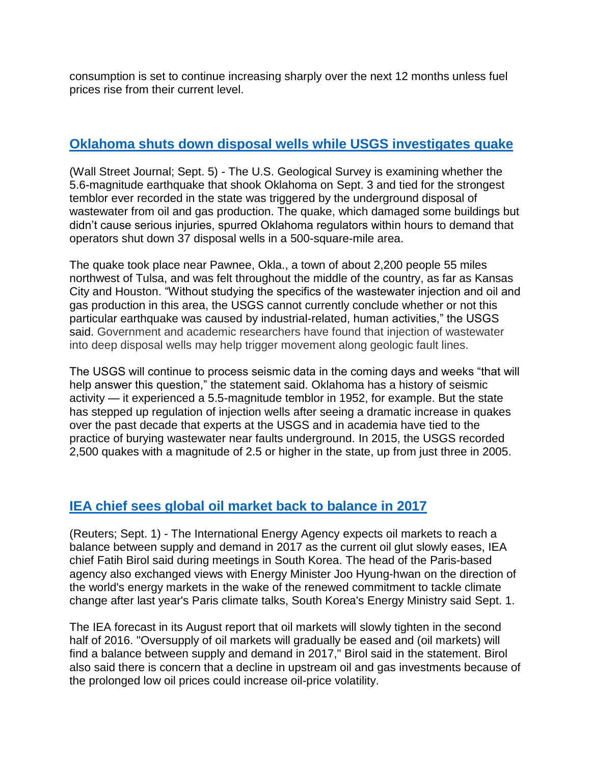consumption is set to continue increasing sharply over the next 12 months unless fuel prices rise from their current level.

## Oklahoma shuts down disposal wells while USGS investigates quake

(Wall Street Journal; Sept. 5) - The U.S. Geological Survey is examining whether the 5.6-magnitude earthquake that shook Oklahoma on Sept. 3 and tied for the strongest temblor ever recorded in the state was triggered by the underground disposal of wastewater from oil and gas production. The quake, which damaged some buildings but didn't cause serious injuries, spurred Oklahoma regulators within hours to demand that operators shut down 37 disposal wells in a 500-square-mile area.

The quake took place near Pawnee, Okla., a town of about 2,200 people 55 miles northwest of Tulsa, and was felt throughout the middle of the country, as far as Kansas City and Houston. "Without studying the specifics of the wastewater injection and oil and gas production in this area, the USGS cannot currently conclude whether or not this particular earthquake was caused by industrial-related, human activities," the USGS said. Government and academic researchers have found that injection of wastewater into deep disposal wells may help trigger movement along geologic fault lines.

The USGS will continue to process seismic data in the coming days and weeks "that will help answer this question," the statement said. Oklahoma has a history of seismic activity — it experienced a 5.5-magnitude temblor in 1952, for example. But the state has stepped up regulation of injection wells after seeing a dramatic increase in quakes over the past decade that experts at the USGS and in academia have tied to the practice of burying wastewater near faults underground. In 2015, the USGS recorded 2,500 quakes with a magnitude of 2.5 or higher in the state, up from just three in 2005.

## IEA chief sees global oil market back to balance in 2017

(Reuters; Sept. 1) - The International Energy Agency expects oil markets to reach a balance between supply and demand in 2017 as the current oil glut slowly eases, IEA chief Fatih Birol said during meetings in South Korea. The head of the Paris-based agency also exchanged views with Energy Minister Joo Hyung-hwan on the direction of the world's energy markets in the wake of the renewed commitment to tackle climate change after last year's Paris climate talks, South Korea's Energy Ministry said Sept. 1.

The IEA forecast in its August report that oil markets will slowly tighten in the second half of 2016. "Oversupply of oil markets will gradually be eased and (oil markets) will find a balance between supply and demand in 2017," Birol said in the statement. Birol also said there is concern that a decline in upstream oil and gas investments because of the prolonged low oil prices could increase oil-price volatility.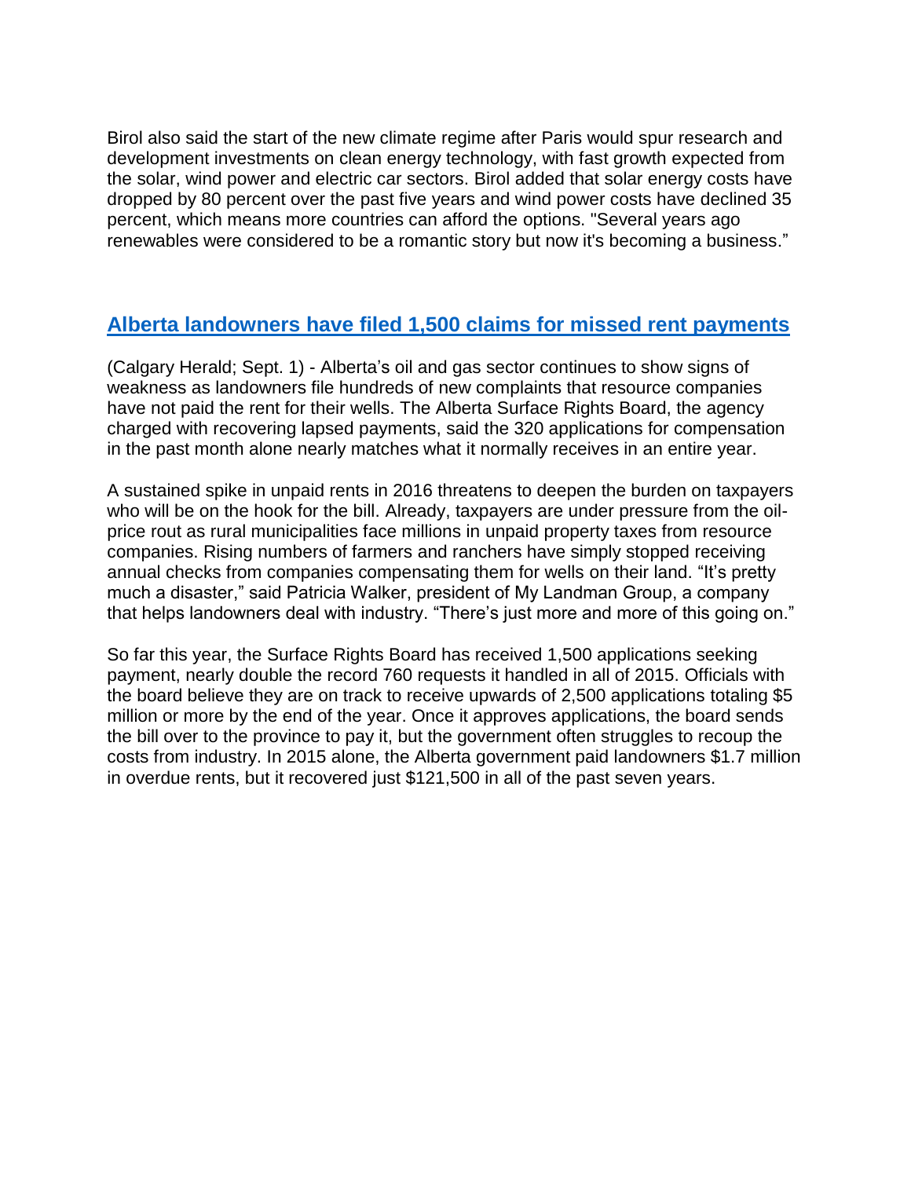Birol also said the start of the new climate regime after Paris would spur research and development investments on clean energy technology, with fast growth expected from the solar, wind power and electric car sectors. Birol added that solar energy costs have dropped by 80 percent over the past five years and wind power costs have declined 35 percent, which means more countries can afford the options. "Several years ago renewables were considered to be a romantic story but now it's becoming a business."

## Alberta landowners have filed 1,500 claims for missed rent payments

(Calgary Herald; Sept. 1) - Alberta's oil and gas sector continues to show signs of weakness as landowners file hundreds of new complaints that resource companies have not paid the rent for their wells. The Alberta Surface Rights Board, the agency charged with recovering lapsed payments, said the 320 applications for compensation in the past month alone nearly matches what it normally receives in an entire year.

A sustained spike in unpaid rents in 2016 threatens to deepen the burden on taxpayers who will be on the hook for the bill. Already, taxpayers are under pressure from the oil-price rout as rural municipalities face millions in unpaid property taxes from resource companies. Rising numbers of farmers and ranchers have simply stopped receiving annual checks from companies compensating them for wells on their land. "It's pretty much a disaster," said Patricia Walker, president of My Landman Group, a company that helps landowners deal with industry. "There's just more and more of this going on."

So far this year, the Surface Rights Board has received 1,500 applications seeking payment, nearly double the record 760 requests it handled in all of 2015. Officials with the board believe they are on track to receive upwards of 2,500 applications totaling $5 million or more by the end of the year. Once it approves applications, the board sends the bill over to the province to pay it, but the government often struggles to recoup the costs from industry. In 2015 alone, the Alberta government paid landowners $1.7 million in overdue rents, but it recovered just $121,500 in all of the past seven years.